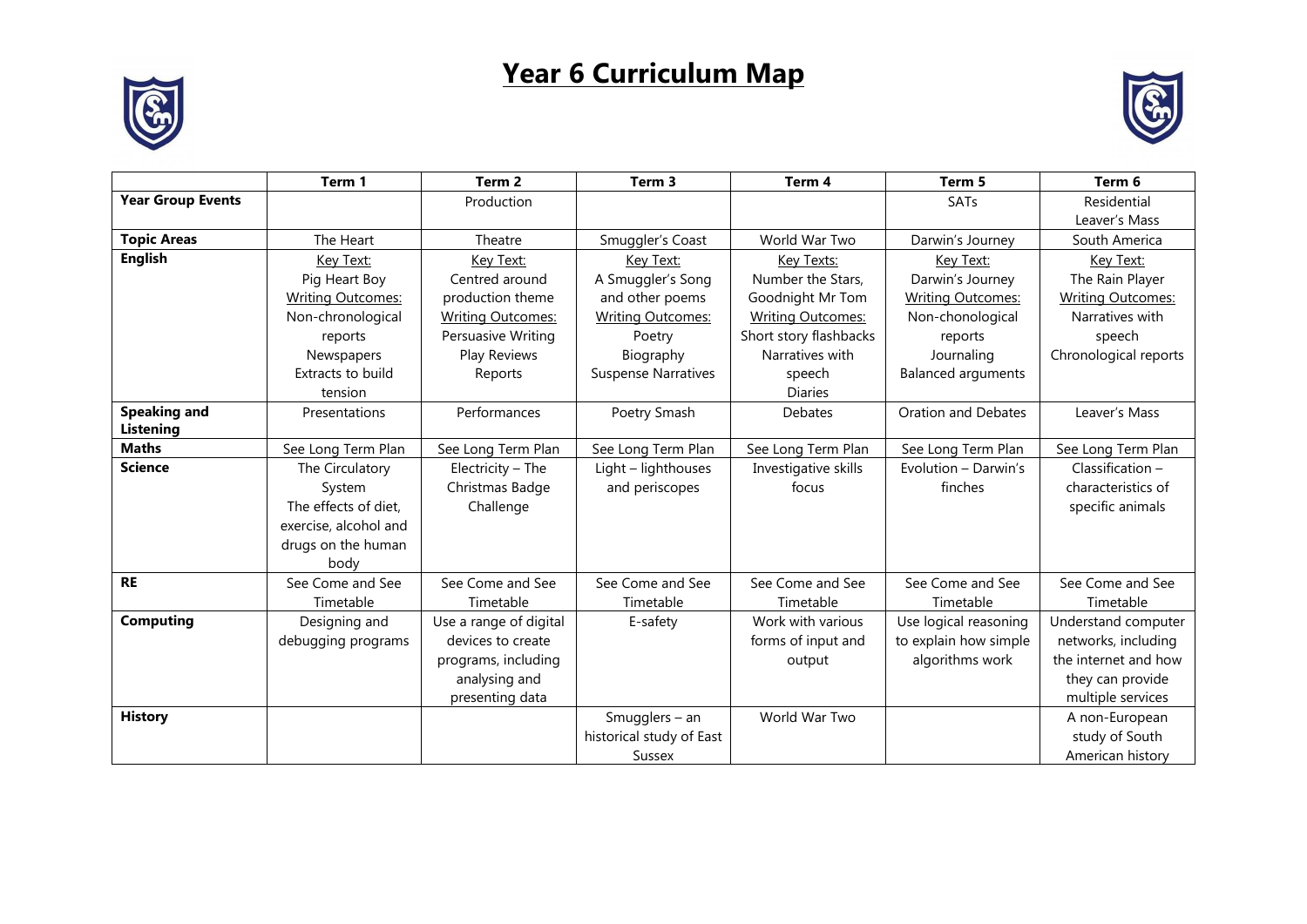# Year 6 Curriculum Map

| | Term 1 | Term 2 | Term 3 | Term 4 | Term 5 | Term 6 |
|---|---|---|---|---|---|---|
| **Year Group Events** | | Production | | | SATs | Residential<br>Leaver's Mass |
| **Topic Areas** | The Heart | Theatre | Smuggler's Coast | World War Two | Darwin's Journey | South America |
| **English** | Key Text:<br>Pig Heart Boy<br>Writing Outcomes:<br>Non-chronological reports<br>Newspapers<br>Extracts to build tension | Key Text:<br>Centred around production theme<br>Writing Outcomes:<br>Persuasive Writing<br>Play Reviews<br>Reports | Key Text:<br>A Smuggler's Song and other poems<br>Writing Outcomes:<br>Poetry<br>Biography<br>Suspense Narratives | Key Texts:<br>Number the Stars, Goodnight Mr Tom<br>Writing Outcomes:<br>Short story flashbacks<br>Narratives with speech<br>Diaries | Key Text:<br>Darwin's Journey<br>Writing Outcomes:<br>Non-chonological reports<br>Journaling<br>Balanced arguments | Key Text:<br>The Rain Player<br>Writing Outcomes:<br>Narratives with speech<br>Chronological reports |
| **Speaking and Listening** | Presentations | Performances | Poetry Smash | Debates | Oration and Debates | Leaver's Mass |
| **Maths** | See Long Term Plan | See Long Term Plan | See Long Term Plan | See Long Term Plan | See Long Term Plan | See Long Term Plan |
| **Science** | The Circulatory System<br>The effects of diet, exercise, alcohol and drugs on the human body | Electricity – The Christmas Badge Challenge | Light – lighthouses and periscopes | Investigative skills focus | Evolution – Darwin's finches | Classification – characteristics of specific animals |
| **RE** | See Come and See Timetable | See Come and See Timetable | See Come and See Timetable | See Come and See Timetable | See Come and See Timetable | See Come and See Timetable |
| **Computing** | Designing and debugging programs | Use a range of digital devices to create programs, including analysing and presenting data | E-safety | Work with various forms of input and output | Use logical reasoning to explain how simple algorithms work | Understand computer networks, including the internet and how they can provide multiple services |
| **History** | | | Smugglers – an historical study of East Sussex | World War Two | | A non-European study of South American history |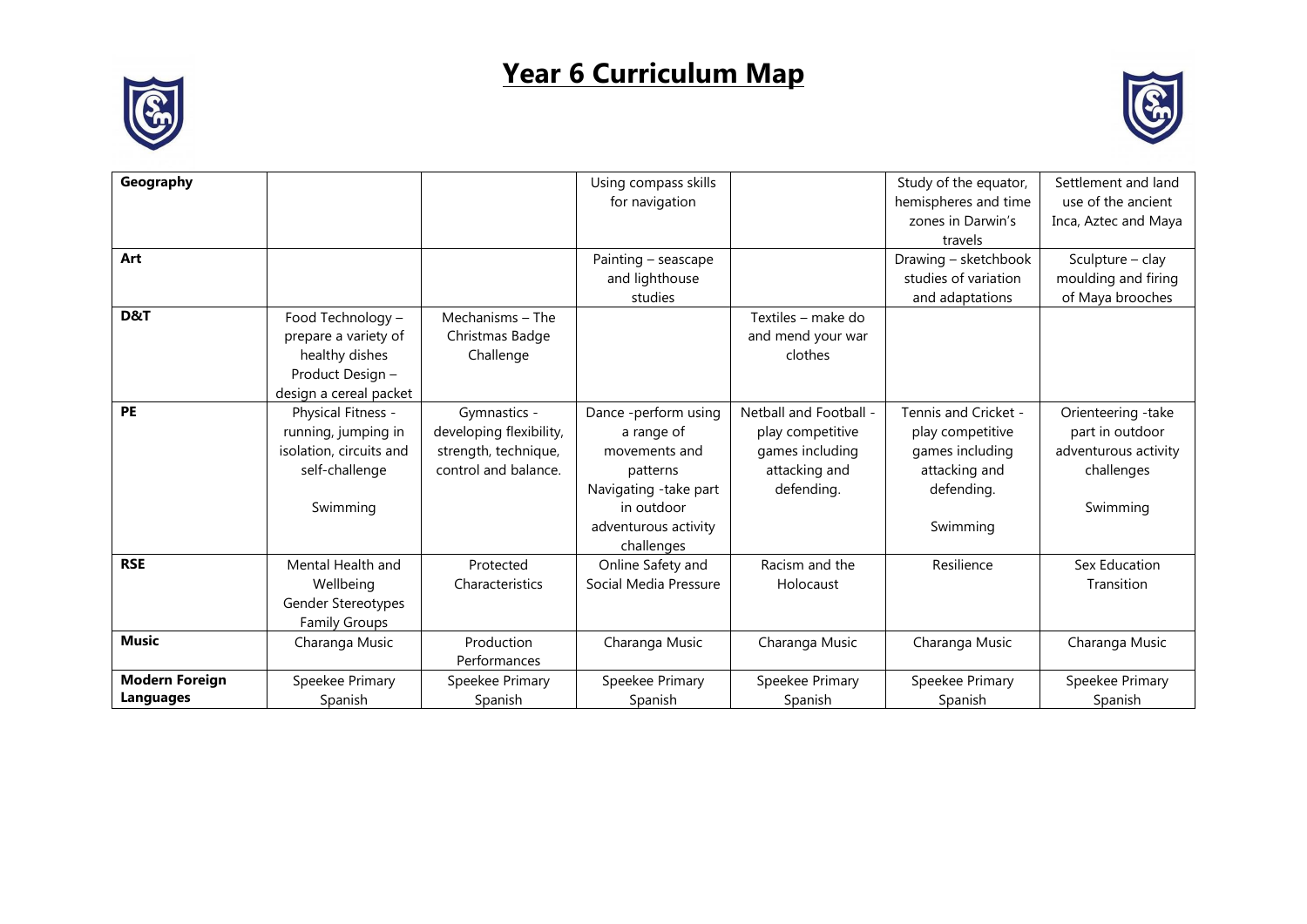# Year 6 Curriculum Map

| | | | | | | |
|---|---|---|---|---|---|---|
| **Geography** | | | Using compass skills for navigation | | Study of the equator, hemispheres and time zones in Darwin's travels | Settlement and land use of the ancient Inca, Aztec and Maya |
| **Art** | | | Painting – seascape and lighthouse studies | | Drawing – sketchbook studies of variation and adaptations | Sculpture – clay moulding and firing of Maya brooches |
| **D&T** | Food Technology – prepare a variety of healthy dishes Product Design – design a cereal packet | Mechanisms – The Christmas Badge Challenge | | Textiles – make do and mend your war clothes | | |
| **PE** | Physical Fitness - running, jumping in isolation, circuits and self-challenge Swimming | Gymnastics - developing flexibility, strength, technique, control and balance. | Dance -perform using a range of movements and patterns Navigating -take part in outdoor adventurous activity challenges | Netball and Football - play competitive games including attacking and defending. | Tennis and Cricket - play competitive games including attacking and defending. Swimming | Orienteering -take part in outdoor adventurous activity challenges Swimming |
| **RSE** | Mental Health and Wellbeing Gender Stereotypes Family Groups | Protected Characteristics | Online Safety and Social Media Pressure | Racism and the Holocaust | Resilience | Sex Education Transition |
| **Music** | Charanga Music | Production Performances | Charanga Music | Charanga Music | Charanga Music | Charanga Music |
| **Modern Foreign Languages** | Speekee Primary Spanish | Speekee Primary Spanish | Speekee Primary Spanish | Speekee Primary Spanish | Speekee Primary Spanish | Speekee Primary Spanish |